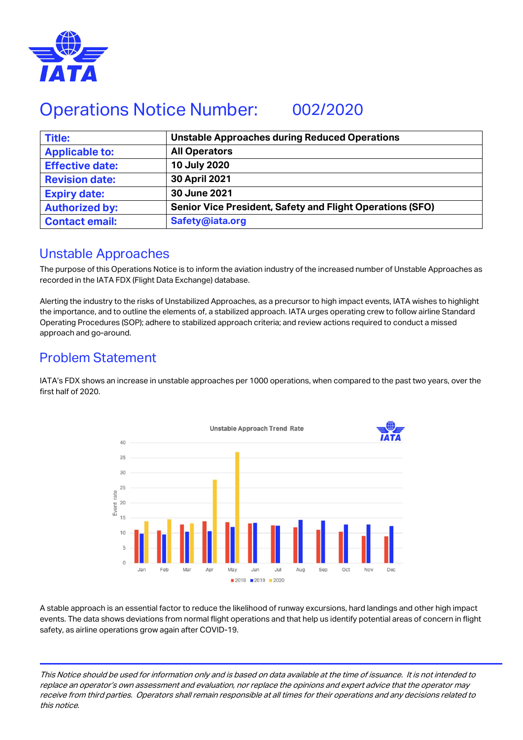# Operations Notice Number: 002/2020

| Title: | Unstable Approaches during Reduced Operations |
|---|---|
| Applicable to: | All Operators |
| Effective date: | 10 July 2020 |
| Revision date: | 30 April 2021 |
| Expiry date: | 30 June 2021 |
| Authorized by: | Senior Vice President, Safety and Flight Operations (SFO) |
| Contact email: | Safety@iata.org |

## Unstable Approaches

The purpose of this Operations Notice is to inform the aviation industry of the increased number of Unstable Approaches as recorded in the IATA FDX (Flight Data Exchange) database.

Alerting the industry to the risks of Unstabilized Approaches, as a precursor to high impact events, IATA wishes to highlight the importance, and to outline the elements of, a stabilized approach. IATA urges operating crew to follow airline Standard Operating Procedures (SOP); adhere to stabilized approach criteria; and review actions required to conduct a missed approach and go-around.

## Problem Statement

IATA's FDX shows an increase in unstable approaches per 1000 operations, when compared to the past two years, over the first half of 2020.

Unstable Approach Trend Rate

A stable approach is an essential factor to reduce the likelihood of runway excursions, hard landings and other high impact events. The data shows deviations from normal flight operations and that help us identify potential areas of concern in flight safety, as airline operations grow again after COVID-19.

*This Notice should be used for information only and is based on data available at the time of issuance. It is not intended to replace an operator's own assessment and evaluation, nor replace the opinions and expert advice that the operator may receive from third parties. Operators shall remain responsible at all times for their operations and any decisions related to this notice.*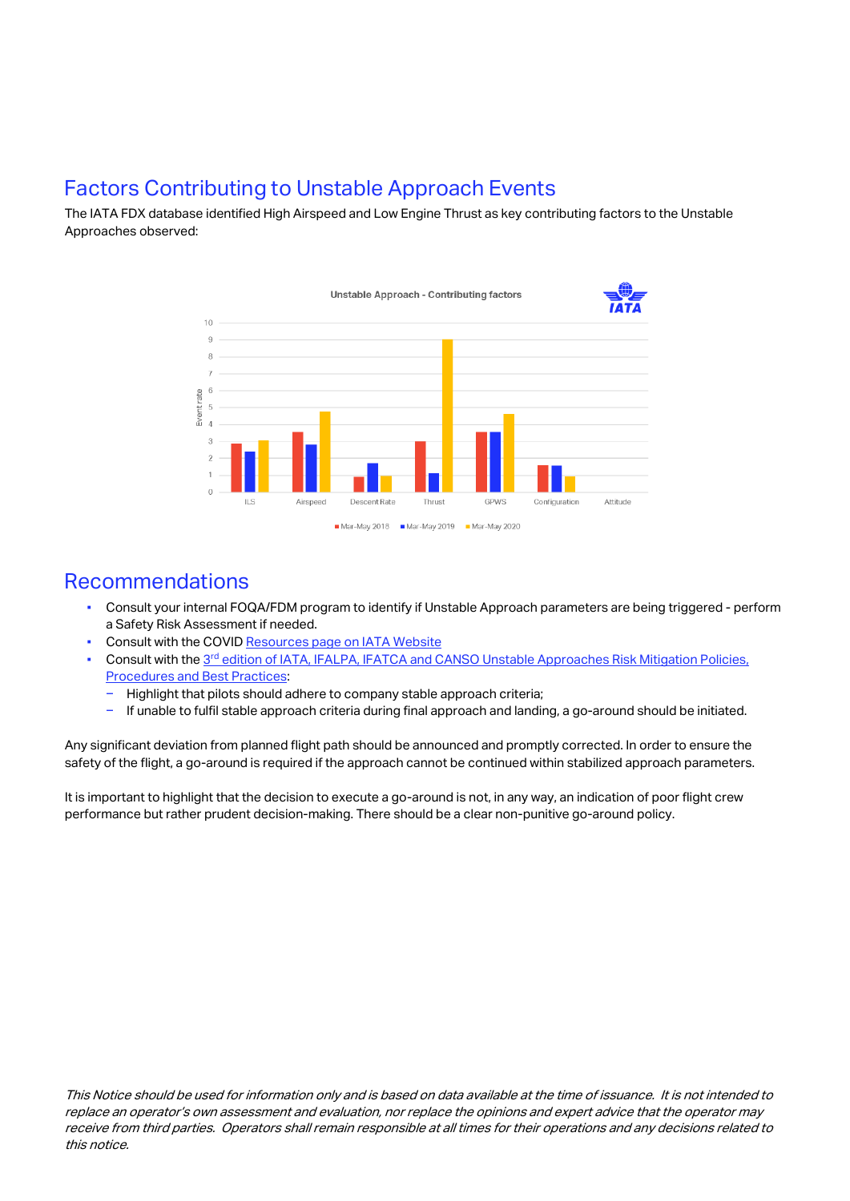## Factors Contributing to Unstable Approach Events

The IATA FDX database identified High Airspeed and Low Engine Thrust as key contributing factors to the Unstable Approaches observed:

Unstable Approach - Contributing factors

IATA

Event rate

10
9
8
7
6
5
4
3
2
1
0

ILS
Airspeed
Descent Rate
Thrust
GPWS
Configuration
Attitude

Mar-May 2018
Mar-May 2019
Mar-May 2020

## Recommendations

- Consult your internal FOQA/FDM program to identify if Unstable Approach parameters are being triggered - perform a Safety Risk Assessment if needed.
- Consult with the COVID Resources page on IATA Website
- Consult with the 3rd edition of IATA, IFALPA, IFATCA and CANSO Unstable Approaches Risk Mitigation Policies, Procedures and Best Practices:
  - Highlight that pilots should adhere to company stable approach criteria;
  - If unable to fulfil stable approach criteria during final approach and landing, a go-around should be initiated.

Any significant deviation from planned flight path should be announced and promptly corrected. In order to ensure the safety of the flight, a go-around is required if the approach cannot be continued within stabilized approach parameters.

It is important to highlight that the decision to execute a go-around is not, in any way, an indication of poor flight crew performance but rather prudent decision-making. There should be a clear non-punitive go-around policy.

*This Notice should be used for information only and is based on data available at the time of issuance. It is not intended to replace an operator's own assessment and evaluation, nor replace the opinions and expert advice that the operator may receive from third parties. Operators shall remain responsible at all times for their operations and any decisions related to this notice.*